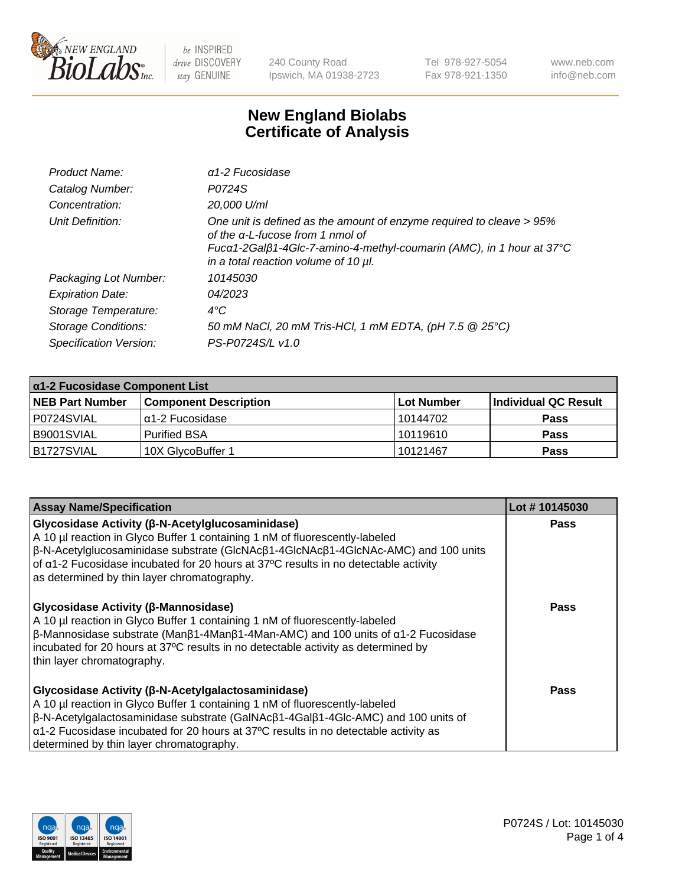# New England Biolabs Certificate of Analysis

| | |
|---|---|
| *Product Name:* | *α1-2 Fucosidase* |
| *Catalog Number:* | *P0724S* |
| *Concentration:* | *20,000 U/ml* |
| *Unit Definition:* | *One unit is defined as the amount of enzyme required to cleave > 95% of the α-L-fucose from 1 nmol of Fucα1-2Galβ1-4Glc-7-amino-4-methyl-coumarin (AMC), in 1 hour at 37°C in a total reaction volume of 10 µl.* |
| *Packaging Lot Number:* | *10145030* |
| *Expiration Date:* | *04/2023* |
| *Storage Temperature:* | *4°C* |
| *Storage Conditions:* | *50 mM NaCl, 20 mM Tris-HCl, 1 mM EDTA, (pH 7.5 @ 25°C)* |
| *Specification Version:* | *PS-P0724S/L v1.0* |

**α1-2 Fucosidase Component List**

| NEB Part Number | Component Description | Lot Number | Individual QC Result |
|---|---|---|---|
| P0724SVIAL | α1-2 Fucosidase | 10144702 | Pass |
| B9001SVIAL | Purified BSA | 10119610 | Pass |
| B1727SVIAL | 10X GlycoBuffer 1 | 10121467 | Pass |

| Assay Name/Specification | Lot # 10145030 |
|---|---|
| **Glycosidase Activity (β-N-Acetylglucosaminidase)** A 10 µl reaction in Glyco Buffer 1 containing 1 nM of fluorescently-labeled β-N-Acetylglucosaminidase substrate (GlcNAcβ1-4GlcNAcβ1-4GlcNAc-AMC) and 100 units of α1-2 Fucosidase incubated for 20 hours at 37ºC results in no detectable activity as determined by thin layer chromatography. | Pass |
| **Glycosidase Activity (β-Mannosidase)** A 10 µl reaction in Glyco Buffer 1 containing 1 nM of fluorescently-labeled β-Mannosidase substrate (Manβ1-4Manβ1-4Man-AMC) and 100 units of α1-2 Fucosidase incubated for 20 hours at 37ºC results in no detectable activity as determined by thin layer chromatography. | Pass |
| **Glycosidase Activity (β-N-Acetylgalactosaminidase)** A 10 µl reaction in Glyco Buffer 1 containing 1 nM of fluorescently-labeled β-N-Acetylgalactosaminidase substrate (GalNAcβ1-4Galβ1-4Glc-AMC) and 100 units of α1-2 Fucosidase incubated for 20 hours at 37ºC results in no detectable activity as determined by thin layer chromatography. | Pass |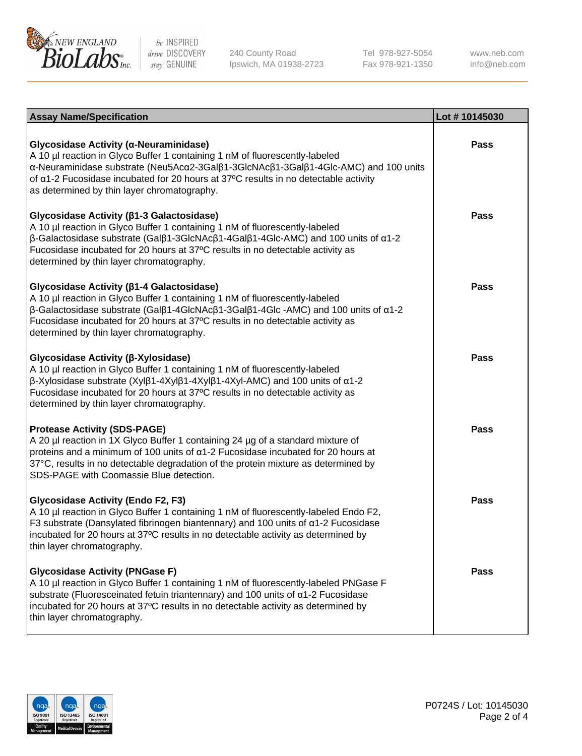| Assay Name/Specification | Lot # 10145030 |
|---|---|
| **Glycosidase Activity (α-Neuraminidase)**<br>A 10 µl reaction in Glyco Buffer 1 containing 1 nM of fluorescently-labeled α-Neuraminidase substrate (Neu5Acα2-3Galβ1-3GlcNAcβ1-3Galβ1-4Glc-AMC) and 100 units of α1-2 Fucosidase incubated for 20 hours at 37ºC results in no detectable activity as determined by thin layer chromatography. | Pass |
| **Glycosidase Activity (β1-3 Galactosidase)**<br>A 10 µl reaction in Glyco Buffer 1 containing 1 nM of fluorescently-labeled β-Galactosidase substrate (Galβ1-3GlcNAcβ1-4Galβ1-4Glc-AMC) and 100 units of α1-2 Fucosidase incubated for 20 hours at 37ºC results in no detectable activity as determined by thin layer chromatography. | Pass |
| **Glycosidase Activity (β1-4 Galactosidase)**<br>A 10 µl reaction in Glyco Buffer 1 containing 1 nM of fluorescently-labeled β-Galactosidase substrate (Galβ1-4GlcNAcβ1-3Galβ1-4Glc -AMC) and 100 units of α1-2 Fucosidase incubated for 20 hours at 37ºC results in no detectable activity as determined by thin layer chromatography. | Pass |
| **Glycosidase Activity (β-Xylosidase)**<br>A 10 µl reaction in Glyco Buffer 1 containing 1 nM of fluorescently-labeled β-Xylosidase substrate (Xylβ1-4Xylβ1-4Xylβ1-4Xyl-AMC) and 100 units of α1-2 Fucosidase incubated for 20 hours at 37ºC results in no detectable activity as determined by thin layer chromatography. | Pass |
| **Protease Activity (SDS-PAGE)**<br>A 20 µl reaction in 1X Glyco Buffer 1 containing 24 µg of a standard mixture of proteins and a minimum of 100 units of α1-2 Fucosidase incubated for 20 hours at 37°C, results in no detectable degradation of the protein mixture as determined by SDS-PAGE with Coomassie Blue detection. | Pass |
| **Glycosidase Activity (Endo F2, F3)**<br>A 10 µl reaction in Glyco Buffer 1 containing 1 nM of fluorescently-labeled Endo F2, F3 substrate (Dansylated fibrinogen biantennary) and 100 units of α1-2 Fucosidase incubated for 20 hours at 37ºC results in no detectable activity as determined by thin layer chromatography. | Pass |
| **Glycosidase Activity (PNGase F)**<br>A 10 µl reaction in Glyco Buffer 1 containing 1 nM of fluorescently-labeled PNGase F substrate (Fluoresceinated fetuin triantennary) and 100 units of α1-2 Fucosidase incubated for 20 hours at 37ºC results in no detectable activity as determined by thin layer chromatography. | Pass |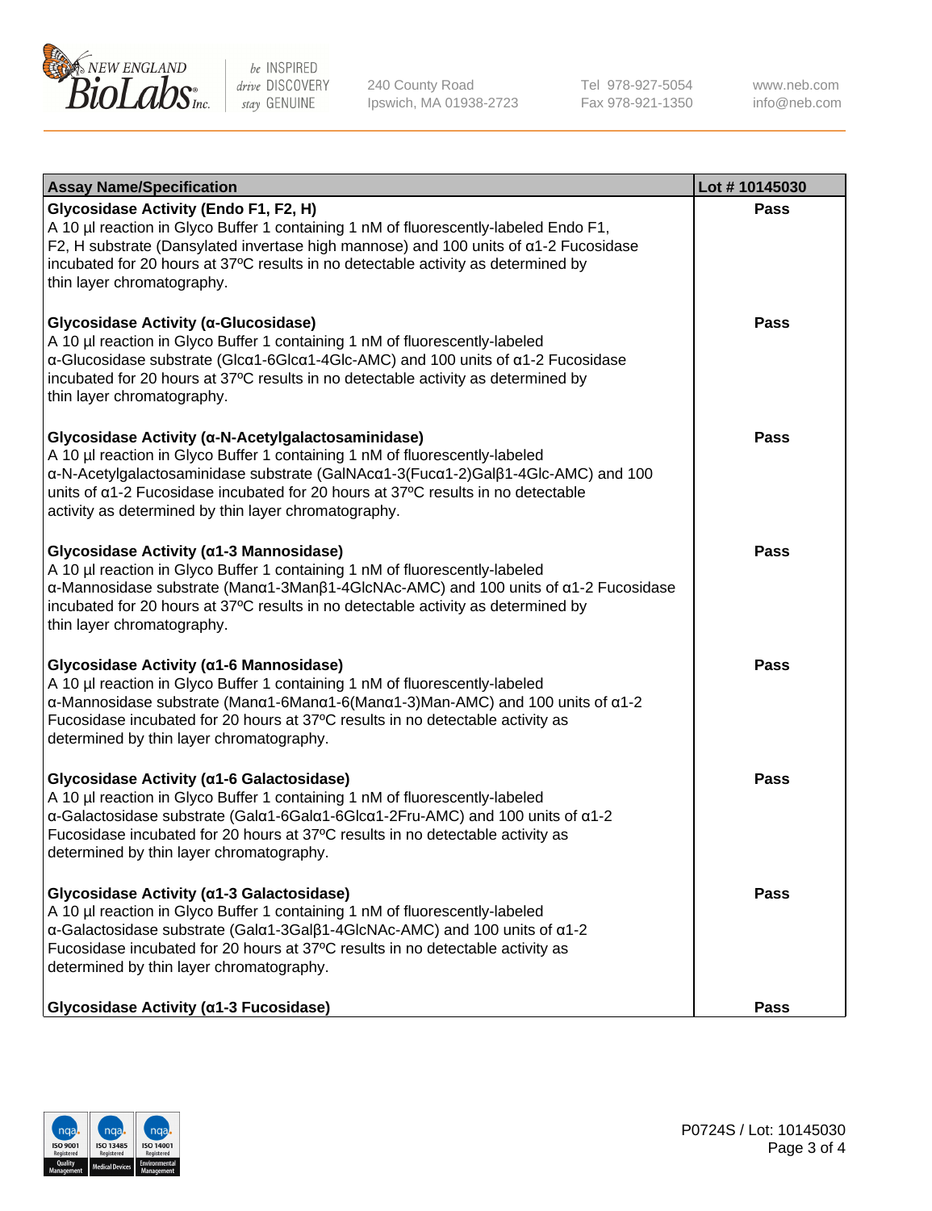| Assay Name/Specification | Lot # 10145030 |
|---|---|
| **Glycosidase Activity (Endo F1, F2, H)**<br>A 10 µl reaction in Glyco Buffer 1 containing 1 nM of fluorescently-labeled Endo F1, F2, H substrate (Dansylated invertase high mannose) and 100 units of α1-2 Fucosidase incubated for 20 hours at 37ºC results in no detectable activity as determined by thin layer chromatography. | Pass |
| **Glycosidase Activity (α-Glucosidase)**<br>A 10 µl reaction in Glyco Buffer 1 containing 1 nM of fluorescently-labeled α-Glucosidase substrate (Glcα1-6Glcα1-4Glc-AMC) and 100 units of α1-2 Fucosidase incubated for 20 hours at 37ºC results in no detectable activity as determined by thin layer chromatography. | Pass |
| **Glycosidase Activity (α-N-Acetylgalactosaminidase)**<br>A 10 µl reaction in Glyco Buffer 1 containing 1 nM of fluorescently-labeled α-N-Acetylgalactosaminidase substrate (GalNAcα1-3(Fucα1-2)Galβ1-4Glc-AMC) and 100 units of α1-2 Fucosidase incubated for 20 hours at 37ºC results in no detectable activity as determined by thin layer chromatography. | Pass |
| **Glycosidase Activity (α1-3 Mannosidase)**<br>A 10 µl reaction in Glyco Buffer 1 containing 1 nM of fluorescently-labeled α-Mannosidase substrate (Manα1-3Manβ1-4GlcNAc-AMC) and 100 units of α1-2 Fucosidase incubated for 20 hours at 37ºC results in no detectable activity as determined by thin layer chromatography. | Pass |
| **Glycosidase Activity (α1-6 Mannosidase)**<br>A 10 µl reaction in Glyco Buffer 1 containing 1 nM of fluorescently-labeled α-Mannosidase substrate (Manα1-6Manα1-6(Manα1-3)Man-AMC) and 100 units of α1-2 Fucosidase incubated for 20 hours at 37ºC results in no detectable activity as determined by thin layer chromatography. | Pass |
| **Glycosidase Activity (α1-6 Galactosidase)**<br>A 10 µl reaction in Glyco Buffer 1 containing 1 nM of fluorescently-labeled α-Galactosidase substrate (Galα1-6Galα1-6Glcα1-2Fru-AMC) and 100 units of α1-2 Fucosidase incubated for 20 hours at 37ºC results in no detectable activity as determined by thin layer chromatography. | Pass |
| **Glycosidase Activity (α1-3 Galactosidase)**<br>A 10 µl reaction in Glyco Buffer 1 containing 1 nM of fluorescently-labeled α-Galactosidase substrate (Galα1-3Galβ1-4GlcNAc-AMC) and 100 units of α1-2 Fucosidase incubated for 20 hours at 37ºC results in no detectable activity as determined by thin layer chromatography. | Pass |
| **Glycosidase Activity (α1-3 Fucosidase)** | Pass |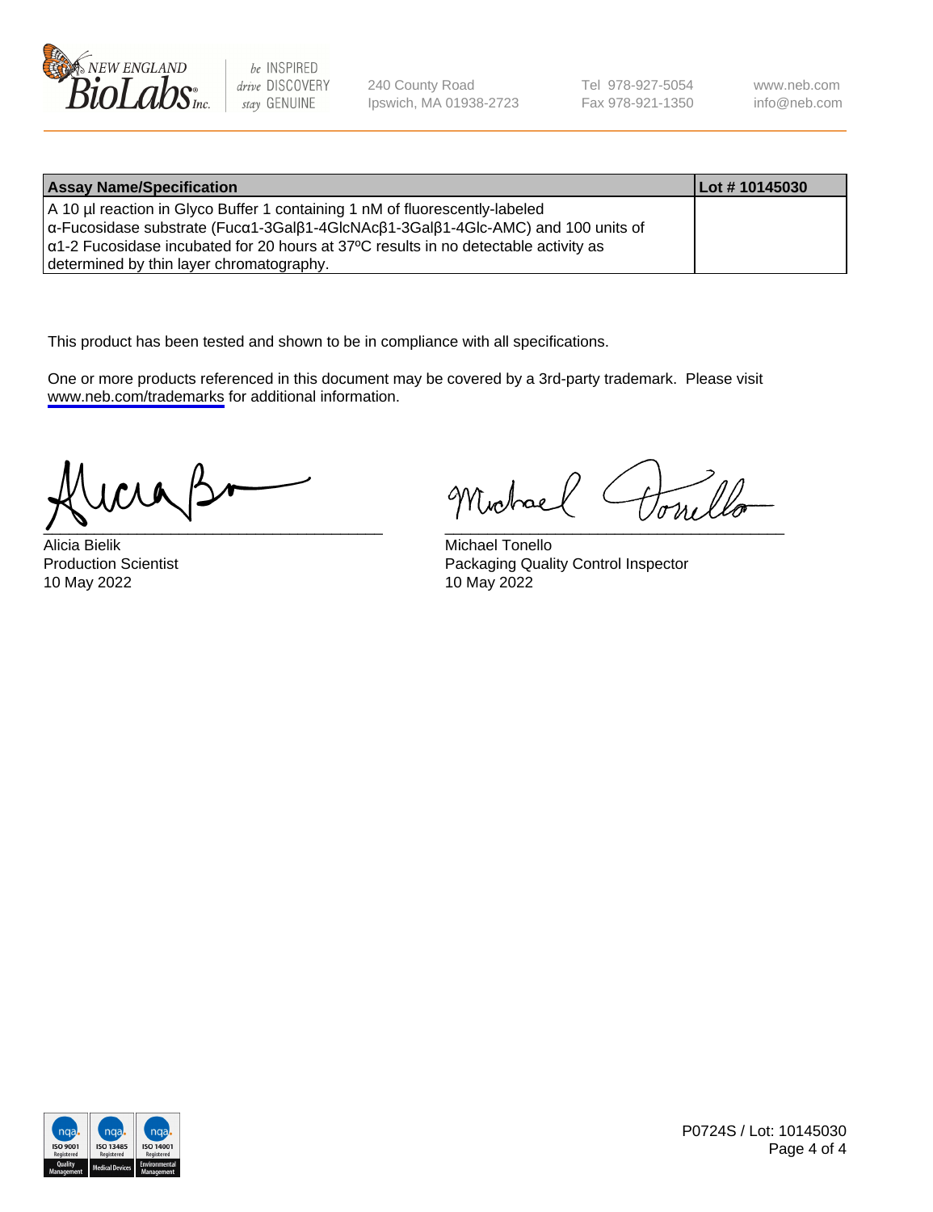| Assay Name/Specification | Lot # 10145030 |
|---|---|
| A 10 µl reaction in Glyco Buffer 1 containing 1 nM of fluorescently-labeled α-Fucosidase substrate (Fucα1-3Galβ1-4GlcNAcβ1-3Galβ1-4Glc-AMC) and 100 units of α1-2 Fucosidase incubated for 20 hours at 37ºC results in no detectable activity as determined by thin layer chromatography. | |

This product has been tested and shown to be in compliance with all specifications.

One or more products referenced in this document may be covered by a 3rd-party trademark. Please visit www.neb.com/trademarks for additional information.

Alicia Bielik
Production Scientist
10 May 2022

Michael Tonello
Packaging Quality Control Inspector
10 May 2022

P0724S / Lot: 10145030